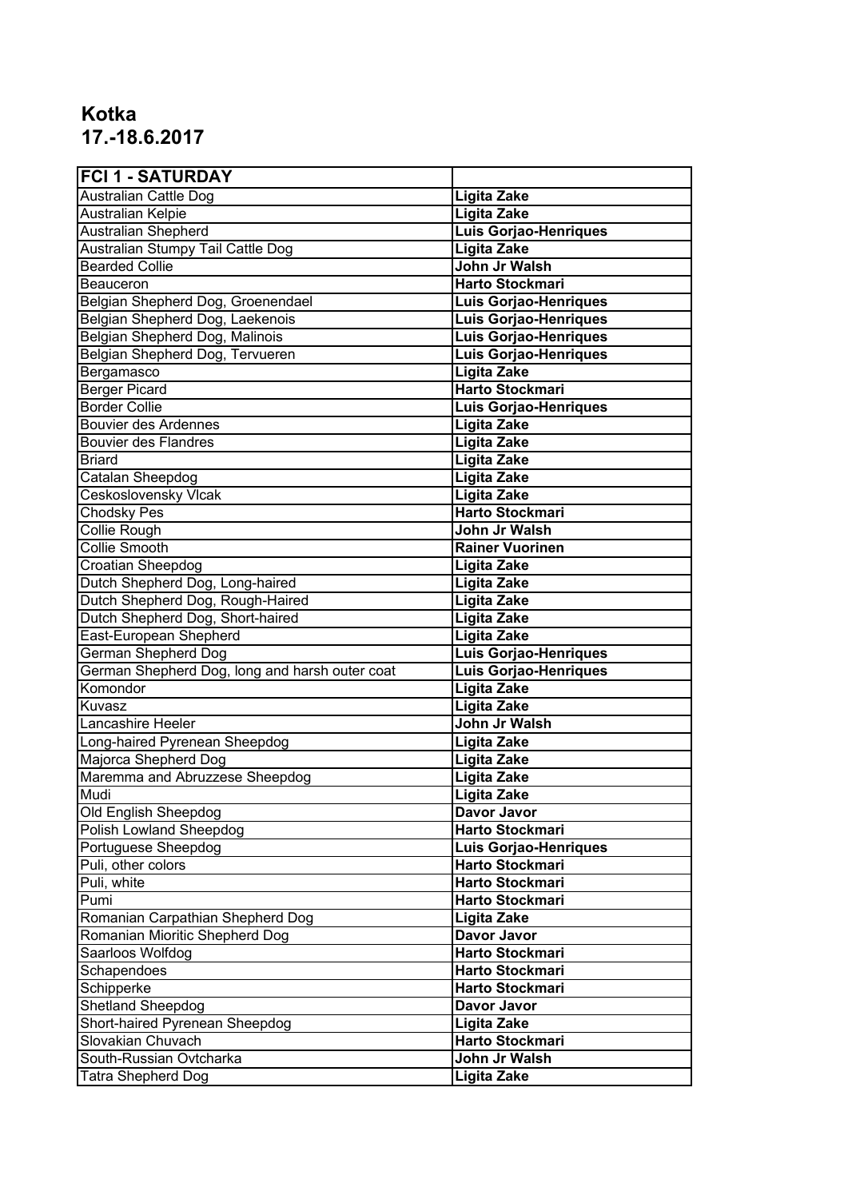# Kotka
# 17.-18.6.2017

| FCI 1 - SATURDAY | |
|---|---|
| Australian Cattle Dog | **Ligita Zake** |
| Australian Kelpie | **Ligita Zake** |
| Australian Shepherd | **Luis Gorjao-Henriques** |
| Australian Stumpy Tail Cattle Dog | **Ligita Zake** |
| Bearded Collie | **John Jr Walsh** |
| Beauceron | **Harto Stockmari** |
| Belgian Shepherd Dog, Groenendael | **Luis Gorjao-Henriques** |
| Belgian Shepherd Dog, Laekenois | **Luis Gorjao-Henriques** |
| Belgian Shepherd Dog, Malinois | **Luis Gorjao-Henriques** |
| Belgian Shepherd Dog, Tervueren | **Luis Gorjao-Henriques** |
| Bergamasco | **Ligita Zake** |
| Berger Picard | **Harto Stockmari** |
| Border Collie | **Luis Gorjao-Henriques** |
| Bouvier des Ardennes | **Ligita Zake** |
| Bouvier des Flandres | **Ligita Zake** |
| Briard | **Ligita Zake** |
| Catalan Sheepdog | **Ligita Zake** |
| Ceskoslovensky Vlcak | **Ligita Zake** |
| Chodsky Pes | **Harto Stockmari** |
| Collie Rough | **John Jr Walsh** |
| Collie Smooth | **Rainer Vuorinen** |
| Croatian Sheepdog | **Ligita Zake** |
| Dutch Shepherd Dog, Long-haired | **Ligita Zake** |
| Dutch Shepherd Dog, Rough-Haired | **Ligita Zake** |
| Dutch Shepherd Dog, Short-haired | **Ligita Zake** |
| East-European Shepherd | **Ligita Zake** |
| German Shepherd Dog | **Luis Gorjao-Henriques** |
| German Shepherd Dog, long and harsh outer coat | **Luis Gorjao-Henriques** |
| Komondor | **Ligita Zake** |
| Kuvasz | **Ligita Zake** |
| Lancashire Heeler | **John Jr Walsh** |
| Long-haired Pyrenean Sheepdog | **Ligita Zake** |
| Majorca Shepherd Dog | **Ligita Zake** |
| Maremma and Abruzzese Sheepdog | **Ligita Zake** |
| Mudi | **Ligita Zake** |
| Old English Sheepdog | **Davor Javor** |
| Polish Lowland Sheepdog | **Harto Stockmari** |
| Portuguese Sheepdog | **Luis Gorjao-Henriques** |
| Puli, other colors | **Harto Stockmari** |
| Puli, white | **Harto Stockmari** |
| Pumi | **Harto Stockmari** |
| Romanian Carpathian Shepherd Dog | **Ligita Zake** |
| Romanian Mioritic Shepherd Dog | **Davor Javor** |
| Saarloos Wolfdog | **Harto Stockmari** |
| Schapendoes | **Harto Stockmari** |
| Schipperke | **Harto Stockmari** |
| Shetland Sheepdog | **Davor Javor** |
| Short-haired Pyrenean Sheepdog | **Ligita Zake** |
| Slovakian Chuvach | **Harto Stockmari** |
| South-Russian Ovtcharka | **John Jr Walsh** |
| Tatra Shepherd Dog | **Ligita Zake** |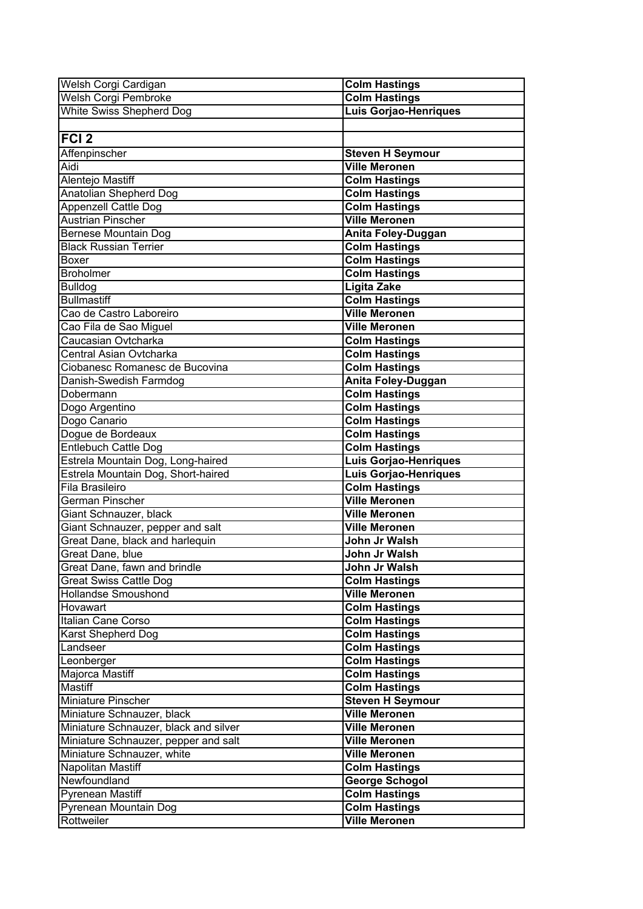| Welsh Corgi Cardigan | **Colm Hastings** |
| --- | --- |
| Welsh Corgi Pembroke | **Colm Hastings** |
| White Swiss Shepherd Dog | **Luis Gorjao-Henriques** |
| | |
| **FCI 2** | |
| Affenpinscher | **Steven H Seymour** |
| Aidi | **Ville Meronen** |
| Alentejo Mastiff | **Colm Hastings** |
| Anatolian Shepherd Dog | **Colm Hastings** |
| Appenzell Cattle Dog | **Colm Hastings** |
| Austrian Pinscher | **Ville Meronen** |
| Bernese Mountain Dog | **Anita Foley-Duggan** |
| Black Russian Terrier | **Colm Hastings** |
| Boxer | **Colm Hastings** |
| Broholmer | **Colm Hastings** |
| Bulldog | **Ligita Zake** |
| Bullmastiff | **Colm Hastings** |
| Cao de Castro Laboreiro | **Ville Meronen** |
| Cao Fila de Sao Miguel | **Ville Meronen** |
| Caucasian Ovtcharka | **Colm Hastings** |
| Central Asian Ovtcharka | **Colm Hastings** |
| Ciobanesc Romanesc de Bucovina | **Colm Hastings** |
| Danish-Swedish Farmdog | **Anita Foley-Duggan** |
| Dobermann | **Colm Hastings** |
| Dogo Argentino | **Colm Hastings** |
| Dogo Canario | **Colm Hastings** |
| Dogue de Bordeaux | **Colm Hastings** |
| Entlebuch Cattle Dog | **Colm Hastings** |
| Estrela Mountain Dog, Long-haired | **Luis Gorjao-Henriques** |
| Estrela Mountain Dog, Short-haired | **Luis Gorjao-Henriques** |
| Fila Brasileiro | **Colm Hastings** |
| German Pinscher | **Ville Meronen** |
| Giant Schnauzer, black | **Ville Meronen** |
| Giant Schnauzer, pepper and salt | **Ville Meronen** |
| Great Dane, black and harlequin | **John Jr Walsh** |
| Great Dane, blue | **John Jr Walsh** |
| Great Dane, fawn and brindle | **John Jr Walsh** |
| Great Swiss Cattle Dog | **Colm Hastings** |
| Hollandse Smoushond | **Ville Meronen** |
| Hovawart | **Colm Hastings** |
| Italian Cane Corso | **Colm Hastings** |
| Karst Shepherd Dog | **Colm Hastings** |
| Landseer | **Colm Hastings** |
| Leonberger | **Colm Hastings** |
| Majorca Mastiff | **Colm Hastings** |
| Mastiff | **Colm Hastings** |
| Miniature Pinscher | **Steven H Seymour** |
| Miniature Schnauzer, black | **Ville Meronen** |
| Miniature Schnauzer, black and silver | **Ville Meronen** |
| Miniature Schnauzer, pepper and salt | **Ville Meronen** |
| Miniature Schnauzer, white | **Ville Meronen** |
| Napolitan Mastiff | **Colm Hastings** |
| Newfoundland | **George Schogol** |
| Pyrenean Mastiff | **Colm Hastings** |
| Pyrenean Mountain Dog | **Colm Hastings** |
| Rottweiler | **Ville Meronen** |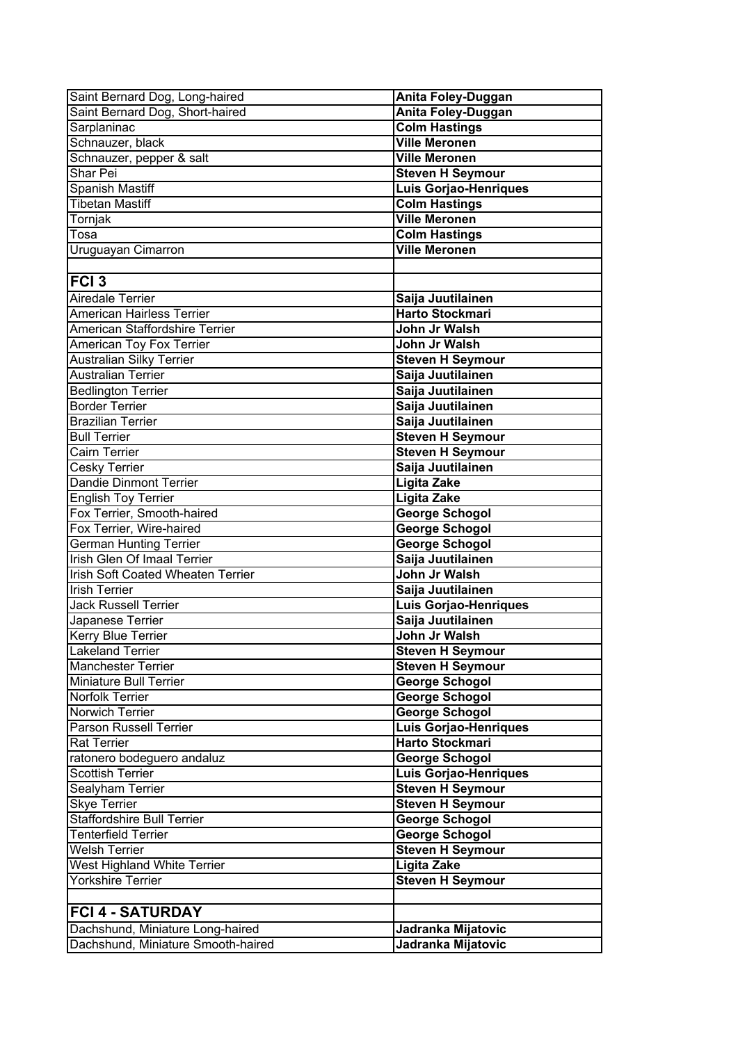| | |
|---|---|
| Saint Bernard Dog, Long-haired | **Anita Foley-Duggan** |
| Saint Bernard Dog, Short-haired | **Anita Foley-Duggan** |
| Sarplaninac | **Colm Hastings** |
| Schnauzer, black | **Ville Meronen** |
| Schnauzer, pepper & salt | **Ville Meronen** |
| Shar Pei | **Steven H Seymour** |
| Spanish Mastiff | **Luis Gorjao-Henriques** |
| Tibetan Mastiff | **Colm Hastings** |
| Tornjak | **Ville Meronen** |
| Tosa | **Colm Hastings** |
| Uruguayan Cimarron | **Ville Meronen** |
| | |
| **FCI 3** | |
| Airedale Terrier | **Saija Juutilainen** |
| American Hairless Terrier | **Harto Stockmari** |
| American Staffordshire Terrier | **John Jr Walsh** |
| American Toy Fox Terrier | **John Jr Walsh** |
| Australian Silky Terrier | **Steven H Seymour** |
| Australian Terrier | **Saija Juutilainen** |
| Bedlington Terrier | **Saija Juutilainen** |
| Border Terrier | **Saija Juutilainen** |
| Brazilian Terrier | **Saija Juutilainen** |
| Bull Terrier | **Steven H Seymour** |
| Cairn Terrier | **Steven H Seymour** |
| Cesky Terrier | **Saija Juutilainen** |
| Dandie Dinmont Terrier | **Ligita Zake** |
| English Toy Terrier | **Ligita Zake** |
| Fox Terrier, Smooth-haired | **George Schogol** |
| Fox Terrier, Wire-haired | **George Schogol** |
| German Hunting Terrier | **George Schogol** |
| Irish Glen Of Imaal Terrier | **Saija Juutilainen** |
| Irish Soft Coated Wheaten Terrier | **John Jr Walsh** |
| Irish Terrier | **Saija Juutilainen** |
| Jack Russell Terrier | **Luis Gorjao-Henriques** |
| Japanese Terrier | **Saija Juutilainen** |
| Kerry Blue Terrier | **John Jr Walsh** |
| Lakeland Terrier | **Steven H Seymour** |
| Manchester Terrier | **Steven H Seymour** |
| Miniature Bull Terrier | **George Schogol** |
| Norfolk Terrier | **George Schogol** |
| Norwich Terrier | **George Schogol** |
| Parson Russell Terrier | **Luis Gorjao-Henriques** |
| Rat Terrier | **Harto Stockmari** |
| ratonero bodeguero andaluz | **George Schogol** |
| Scottish Terrier | **Luis Gorjao-Henriques** |
| Sealyham Terrier | **Steven H Seymour** |
| Skye Terrier | **Steven H Seymour** |
| Staffordshire Bull Terrier | **George Schogol** |
| Tenterfield Terrier | **George Schogol** |
| Welsh Terrier | **Steven H Seymour** |
| West Highland White Terrier | **Ligita Zake** |
| Yorkshire Terrier | **Steven H Seymour** |
| | |
| **FCI 4 - SATURDAY** | |
| Dachshund, Miniature Long-haired | **Jadranka Mijatovic** |
| Dachshund, Miniature Smooth-haired | **Jadranka Mijatovic** |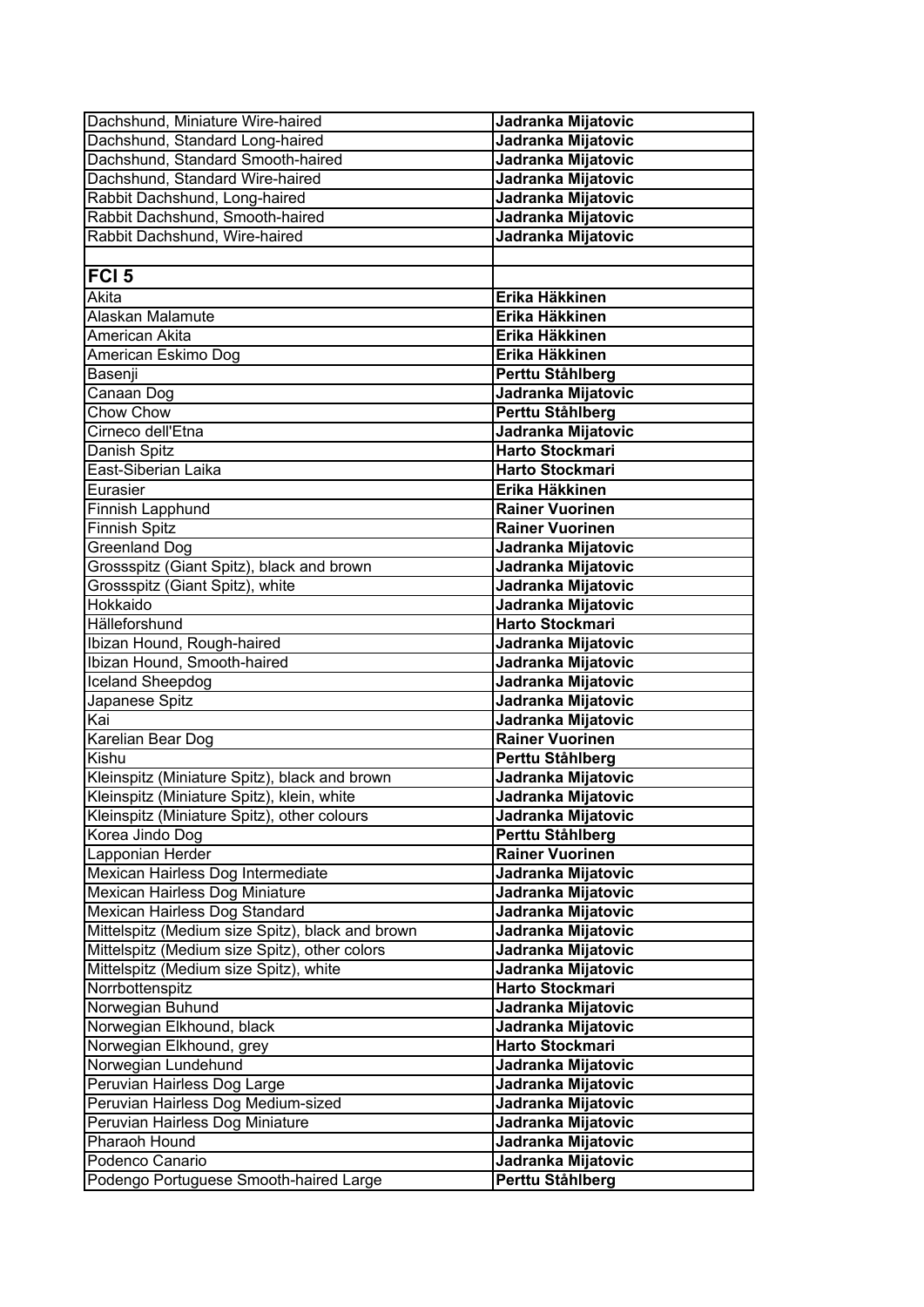| | |
|---|---|
| Dachshund, Miniature Wire-haired | **Jadranka Mijatovic** |
| Dachshund, Standard Long-haired | **Jadranka Mijatovic** |
| Dachshund, Standard Smooth-haired | **Jadranka Mijatovic** |
| Dachshund, Standard Wire-haired | **Jadranka Mijatovic** |
| Rabbit Dachshund, Long-haired | **Jadranka Mijatovic** |
| Rabbit Dachshund, Smooth-haired | **Jadranka Mijatovic** |
| Rabbit Dachshund, Wire-haired | **Jadranka Mijatovic** |
| | |
| **FCI 5** | |
| Akita | **Erika Häkkinen** |
| Alaskan Malamute | **Erika Häkkinen** |
| American Akita | **Erika Häkkinen** |
| American Eskimo Dog | **Erika Häkkinen** |
| Basenji | **Perttu Ståhlberg** |
| Canaan Dog | **Jadranka Mijatovic** |
| Chow Chow | **Perttu Ståhlberg** |
| Cirneco dell'Etna | **Jadranka Mijatovic** |
| Danish Spitz | **Harto Stockmari** |
| East-Siberian Laika | **Harto Stockmari** |
| Eurasier | **Erika Häkkinen** |
| Finnish Lapphund | **Rainer Vuorinen** |
| Finnish Spitz | **Rainer Vuorinen** |
| Greenland Dog | **Jadranka Mijatovic** |
| Grossspitz (Giant Spitz), black and brown | **Jadranka Mijatovic** |
| Grossspitz (Giant Spitz), white | **Jadranka Mijatovic** |
| Hokkaido | **Jadranka Mijatovic** |
| Hälleforshund | **Harto Stockmari** |
| Ibizan Hound, Rough-haired | **Jadranka Mijatovic** |
| Ibizan Hound, Smooth-haired | **Jadranka Mijatovic** |
| Iceland Sheepdog | **Jadranka Mijatovic** |
| Japanese Spitz | **Jadranka Mijatovic** |
| Kai | **Jadranka Mijatovic** |
| Karelian Bear Dog | **Rainer Vuorinen** |
| Kishu | **Perttu Ståhlberg** |
| Kleinspitz (Miniature Spitz), black and brown | **Jadranka Mijatovic** |
| Kleinspitz (Miniature Spitz), klein, white | **Jadranka Mijatovic** |
| Kleinspitz (Miniature Spitz), other colours | **Jadranka Mijatovic** |
| Korea Jindo Dog | **Perttu Ståhlberg** |
| Lapponian Herder | **Rainer Vuorinen** |
| Mexican Hairless Dog Intermediate | **Jadranka Mijatovic** |
| Mexican Hairless Dog Miniature | **Jadranka Mijatovic** |
| Mexican Hairless Dog Standard | **Jadranka Mijatovic** |
| Mittelspitz (Medium size Spitz), black and brown | **Jadranka Mijatovic** |
| Mittelspitz (Medium size Spitz), other colors | **Jadranka Mijatovic** |
| Mittelspitz (Medium size Spitz), white | **Jadranka Mijatovic** |
| Norrbottenspitz | **Harto Stockmari** |
| Norwegian Buhund | **Jadranka Mijatovic** |
| Norwegian Elkhound, black | **Jadranka Mijatovic** |
| Norwegian Elkhound, grey | **Harto Stockmari** |
| Norwegian Lundehund | **Jadranka Mijatovic** |
| Peruvian Hairless Dog Large | **Jadranka Mijatovic** |
| Peruvian Hairless Dog Medium-sized | **Jadranka Mijatovic** |
| Peruvian Hairless Dog Miniature | **Jadranka Mijatovic** |
| Pharaoh Hound | **Jadranka Mijatovic** |
| Podenco Canario | **Jadranka Mijatovic** |
| Podengo Portuguese Smooth-haired Large | **Perttu Ståhlberg** |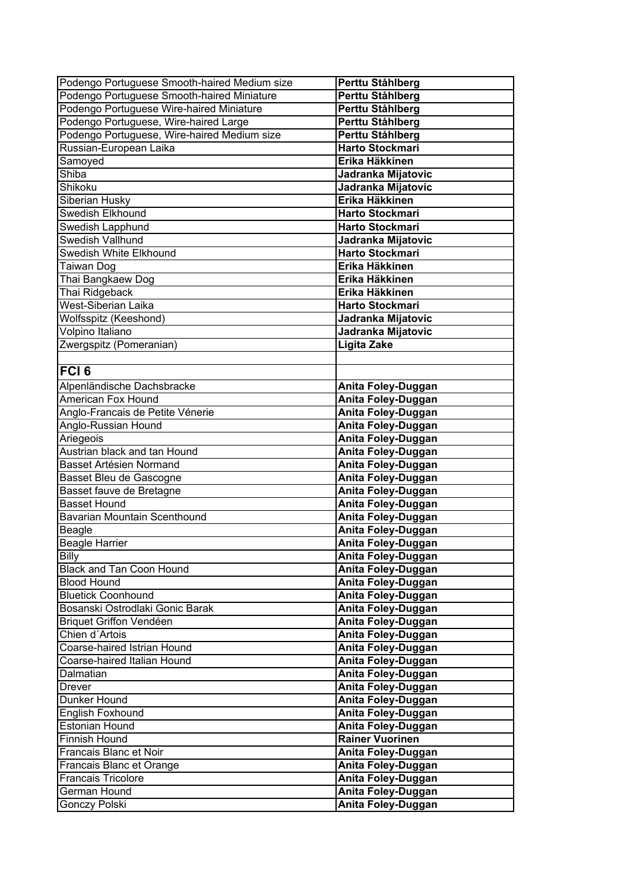| | |
|---|---|
| Podengo Portuguese Smooth-haired Medium size | **Perttu Ståhlberg** |
| Podengo Portuguese Smooth-haired Miniature | **Perttu Ståhlberg** |
| Podengo Portuguese Wire-haired Miniature | **Perttu Ståhlberg** |
| Podengo Portuguese, Wire-haired Large | **Perttu Ståhlberg** |
| Podengo Portuguese, Wire-haired Medium size | **Perttu Ståhlberg** |
| Russian-European Laika | **Harto Stockmari** |
| Samoyed | **Erika Häkkinen** |
| Shiba | **Jadranka Mijatovic** |
| Shikoku | **Jadranka Mijatovic** |
| Siberian Husky | **Erika Häkkinen** |
| Swedish Elkhound | **Harto Stockmari** |
| Swedish Lapphund | **Harto Stockmari** |
| Swedish Vallhund | **Jadranka Mijatovic** |
| Swedish White Elkhound | **Harto Stockmari** |
| Taiwan Dog | **Erika Häkkinen** |
| Thai Bangkaew Dog | **Erika Häkkinen** |
| Thai Ridgeback | **Erika Häkkinen** |
| West-Siberian Laika | **Harto Stockmari** |
| Wolfsspitz (Keeshond) | **Jadranka Mijatovic** |
| Volpino Italiano | **Jadranka Mijatovic** |
| Zwergspitz (Pomeranian) | **Ligita Zake** |
| | |
| **FCI 6** | |
| Alpenländische Dachsbracke | **Anita Foley-Duggan** |
| American Fox Hound | **Anita Foley-Duggan** |
| Anglo-Francais de Petite Vénerie | **Anita Foley-Duggan** |
| Anglo-Russian Hound | **Anita Foley-Duggan** |
| Ariegeois | **Anita Foley-Duggan** |
| Austrian black and tan Hound | **Anita Foley-Duggan** |
| Basset Artésien Normand | **Anita Foley-Duggan** |
| Basset Bleu de Gascogne | **Anita Foley-Duggan** |
| Basset fauve de Bretagne | **Anita Foley-Duggan** |
| Basset Hound | **Anita Foley-Duggan** |
| Bavarian Mountain Scenthound | **Anita Foley-Duggan** |
| Beagle | **Anita Foley-Duggan** |
| Beagle Harrier | **Anita Foley-Duggan** |
| Billy | **Anita Foley-Duggan** |
| Black and Tan Coon Hound | **Anita Foley-Duggan** |
| Blood Hound | **Anita Foley-Duggan** |
| Bluetick Coonhound | **Anita Foley-Duggan** |
| Bosanski Ostrodlaki Gonic Barak | **Anita Foley-Duggan** |
| Briquet Griffon Vendéen | **Anita Foley-Duggan** |
| Chien d´Artois | **Anita Foley-Duggan** |
| Coarse-haired Istrian Hound | **Anita Foley-Duggan** |
| Coarse-haired Italian Hound | **Anita Foley-Duggan** |
| Dalmatian | **Anita Foley-Duggan** |
| Drever | **Anita Foley-Duggan** |
| Dunker Hound | **Anita Foley-Duggan** |
| English Foxhound | **Anita Foley-Duggan** |
| Estonian Hound | **Anita Foley-Duggan** |
| Finnish Hound | **Rainer Vuorinen** |
| Francais Blanc et Noir | **Anita Foley-Duggan** |
| Francais Blanc et Orange | **Anita Foley-Duggan** |
| Francais Tricolore | **Anita Foley-Duggan** |
| German Hound | **Anita Foley-Duggan** |
| Gonczy Polski | **Anita Foley-Duggan** |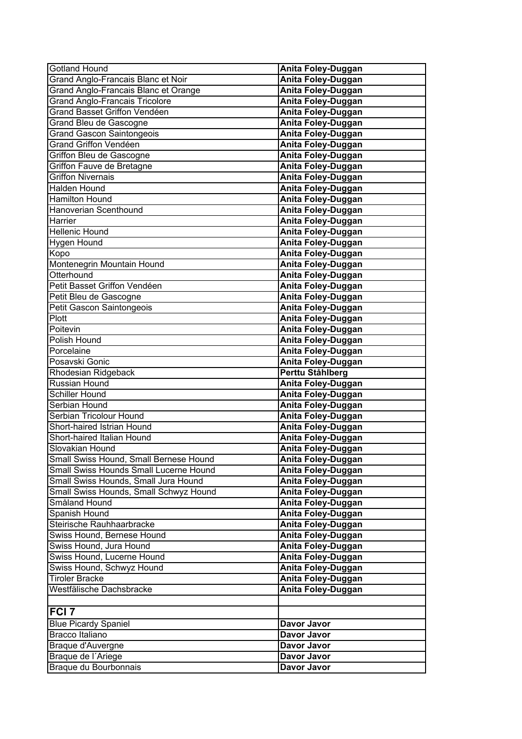| Gotland Hound | **Anita Foley-Duggan** |
|---|---|
| Grand Anglo-Francais Blanc et Noir | **Anita Foley-Duggan** |
| Grand Anglo-Francais Blanc et Orange | **Anita Foley-Duggan** |
| Grand Anglo-Francais Tricolore | **Anita Foley-Duggan** |
| Grand Basset Griffon Vendéen | **Anita Foley-Duggan** |
| Grand Bleu de Gascogne | **Anita Foley-Duggan** |
| Grand Gascon Saintongeois | **Anita Foley-Duggan** |
| Grand Griffon Vendéen | **Anita Foley-Duggan** |
| Griffon Bleu de Gascogne | **Anita Foley-Duggan** |
| Griffon Fauve de Bretagne | **Anita Foley-Duggan** |
| Griffon Nivernais | **Anita Foley-Duggan** |
| Halden Hound | **Anita Foley-Duggan** |
| Hamilton Hound | **Anita Foley-Duggan** |
| Hanoverian Scenthound | **Anita Foley-Duggan** |
| Harrier | **Anita Foley-Duggan** |
| Hellenic Hound | **Anita Foley-Duggan** |
| Hygen Hound | **Anita Foley-Duggan** |
| Kopo | **Anita Foley-Duggan** |
| Montenegrin Mountain Hound | **Anita Foley-Duggan** |
| Otterhound | **Anita Foley-Duggan** |
| Petit Basset Griffon Vendéen | **Anita Foley-Duggan** |
| Petit Bleu de Gascogne | **Anita Foley-Duggan** |
| Petit Gascon Saintongeois | **Anita Foley-Duggan** |
| Plott | **Anita Foley-Duggan** |
| Poitevin | **Anita Foley-Duggan** |
| Polish Hound | **Anita Foley-Duggan** |
| Porcelaine | **Anita Foley-Duggan** |
| Posavski Gonic | **Anita Foley-Duggan** |
| Rhodesian Ridgeback | **Perttu Ståhlberg** |
| Russian Hound | **Anita Foley-Duggan** |
| Schiller Hound | **Anita Foley-Duggan** |
| Serbian Hound | **Anita Foley-Duggan** |
| Serbian Tricolour Hound | **Anita Foley-Duggan** |
| Short-haired Istrian Hound | **Anita Foley-Duggan** |
| Short-haired Italian Hound | **Anita Foley-Duggan** |
| Slovakian Hound | **Anita Foley-Duggan** |
| Small Swiss Hound, Small Bernese Hound | **Anita Foley-Duggan** |
| Small Swiss Hounds Small Lucerne Hound | **Anita Foley-Duggan** |
| Small Swiss Hounds, Small Jura Hound | **Anita Foley-Duggan** |
| Small Swiss Hounds, Small Schwyz Hound | **Anita Foley-Duggan** |
| Småland Hound | **Anita Foley-Duggan** |
| Spanish Hound | **Anita Foley-Duggan** |
| Steirische Rauhhaarbracke | **Anita Foley-Duggan** |
| Swiss Hound, Bernese Hound | **Anita Foley-Duggan** |
| Swiss Hound, Jura Hound | **Anita Foley-Duggan** |
| Swiss Hound, Lucerne Hound | **Anita Foley-Duggan** |
| Swiss Hound, Schwyz Hound | **Anita Foley-Duggan** |
| Tiroler Bracke | **Anita Foley-Duggan** |
| Westfälische Dachsbracke | **Anita Foley-Duggan** |
| | |
| **FCI 7** | |
| Blue Picardy Spaniel | **Davor Javor** |
| Bracco Italiano | **Davor Javor** |
| Braque d'Auvergne | **Davor Javor** |
| Braque de l´Ariege | **Davor Javor** |
| Braque du Bourbonnais | **Davor Javor** |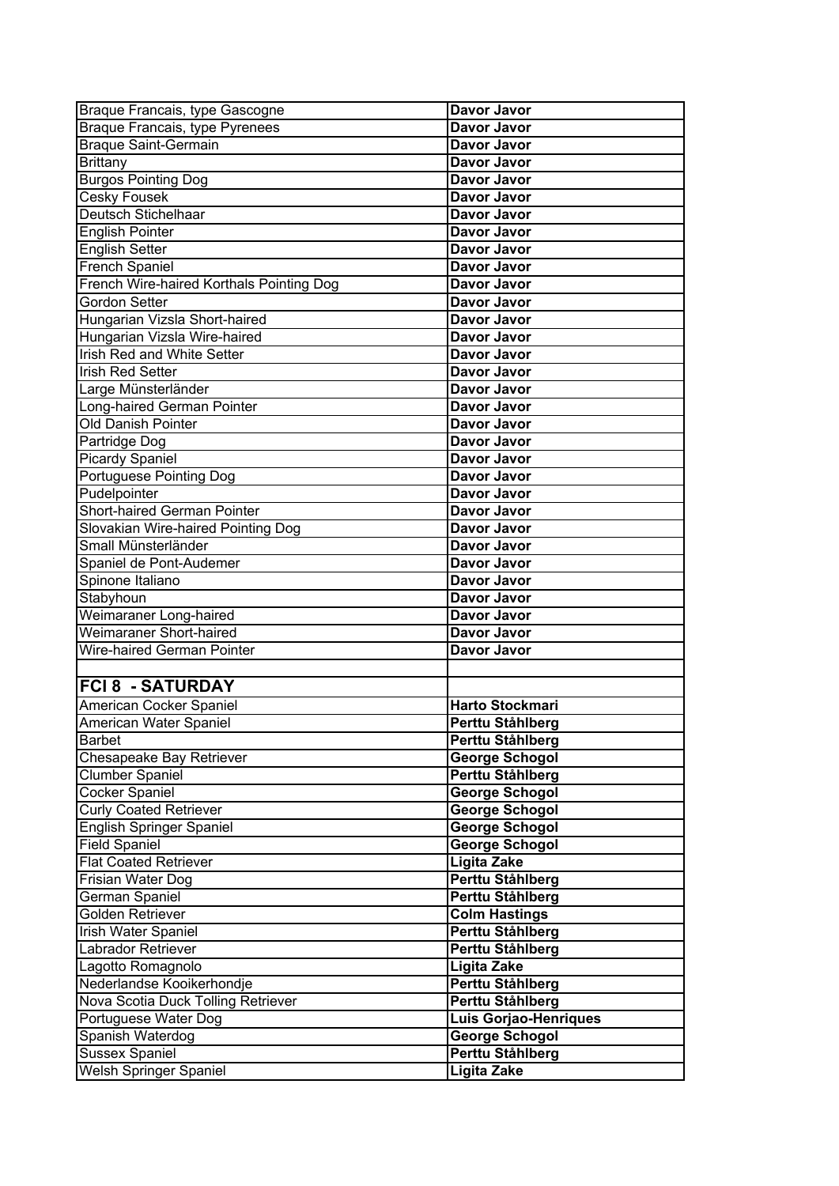| Breed | Judge |
|---|---|
| Braque Francais, type Gascogne | **Davor Javor** |
| Braque Francais, type Pyrenees | **Davor Javor** |
| Braque Saint-Germain | **Davor Javor** |
| Brittany | **Davor Javor** |
| Burgos Pointing Dog | **Davor Javor** |
| Cesky Fousek | **Davor Javor** |
| Deutsch Stichelhaar | **Davor Javor** |
| English Pointer | **Davor Javor** |
| English Setter | **Davor Javor** |
| French Spaniel | **Davor Javor** |
| French Wire-haired Korthals Pointing Dog | **Davor Javor** |
| Gordon Setter | **Davor Javor** |
| Hungarian Vizsla Short-haired | **Davor Javor** |
| Hungarian Vizsla Wire-haired | **Davor Javor** |
| Irish Red and White Setter | **Davor Javor** |
| Irish Red Setter | **Davor Javor** |
| Large Münsterländer | **Davor Javor** |
| Long-haired German Pointer | **Davor Javor** |
| Old Danish Pointer | **Davor Javor** |
| Partridge Dog | **Davor Javor** |
| Picardy Spaniel | **Davor Javor** |
| Portuguese Pointing Dog | **Davor Javor** |
| Pudelpointer | **Davor Javor** |
| Short-haired German Pointer | **Davor Javor** |
| Slovakian Wire-haired Pointing Dog | **Davor Javor** |
| Small Münsterländer | **Davor Javor** |
| Spaniel de Pont-Audemer | **Davor Javor** |
| Spinone Italiano | **Davor Javor** |
| Stabyhoun | **Davor Javor** |
| Weimaraner Long-haired | **Davor Javor** |
| Weimaraner Short-haired | **Davor Javor** |
| Wire-haired German Pointer | **Davor Javor** |
| | |
| **FCI 8 - SATURDAY** | |
| American Cocker Spaniel | **Harto Stockmari** |
| American Water Spaniel | **Perttu Ståhlberg** |
| Barbet | **Perttu Ståhlberg** |
| Chesapeake Bay Retriever | **George Schogol** |
| Clumber Spaniel | **Perttu Ståhlberg** |
| Cocker Spaniel | **George Schogol** |
| Curly Coated Retriever | **George Schogol** |
| English Springer Spaniel | **George Schogol** |
| Field Spaniel | **George Schogol** |
| Flat Coated Retriever | **Ligita Zake** |
| Frisian Water Dog | **Perttu Ståhlberg** |
| German Spaniel | **Perttu Ståhlberg** |
| Golden Retriever | **Colm Hastings** |
| Irish Water Spaniel | **Perttu Ståhlberg** |
| Labrador Retriever | **Perttu Ståhlberg** |
| Lagotto Romagnolo | **Ligita Zake** |
| Nederlandse Kooikerhondje | **Perttu Ståhlberg** |
| Nova Scotia Duck Tolling Retriever | **Perttu Ståhlberg** |
| Portuguese Water Dog | **Luis Gorjao-Henriques** |
| Spanish Waterdog | **George Schogol** |
| Sussex Spaniel | **Perttu Ståhlberg** |
| Welsh Springer Spaniel | **Ligita Zake** |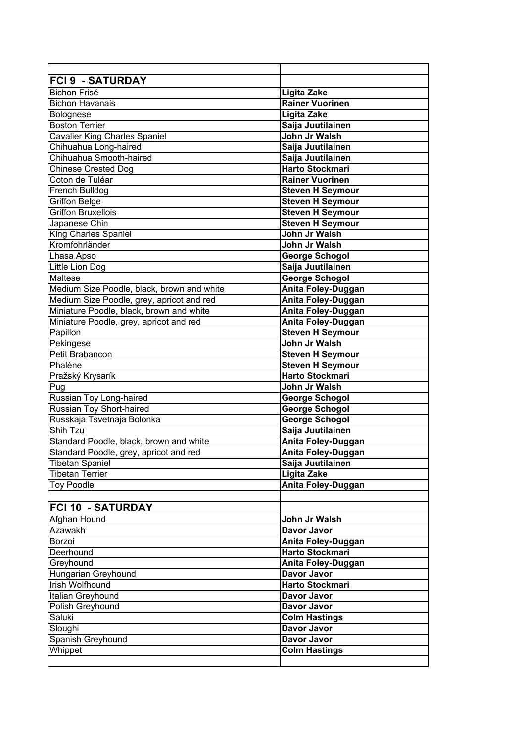| | |
|---|---|
| **FCI 9 - SATURDAY** | |
| Bichon Frisé | **Ligita Zake** |
| Bichon Havanais | **Rainer Vuorinen** |
| Bolognese | **Ligita Zake** |
| Boston Terrier | **Saija Juutilainen** |
| Cavalier King Charles Spaniel | **John Jr Walsh** |
| Chihuahua Long-haired | **Saija Juutilainen** |
| Chihuahua Smooth-haired | **Saija Juutilainen** |
| Chinese Crested Dog | **Harto Stockmari** |
| Coton de Tuléar | **Rainer Vuorinen** |
| French Bulldog | **Steven H Seymour** |
| Griffon Belge | **Steven H Seymour** |
| Griffon Bruxellois | **Steven H Seymour** |
| Japanese Chin | **Steven H Seymour** |
| King Charles Spaniel | **John Jr Walsh** |
| Kromfohrländer | **John Jr Walsh** |
| Lhasa Apso | **George Schogol** |
| Little Lion Dog | **Saija Juutilainen** |
| Maltese | **George Schogol** |
| Medium Size Poodle, black, brown and white | **Anita Foley-Duggan** |
| Medium Size Poodle, grey, apricot and red | **Anita Foley-Duggan** |
| Miniature Poodle, black, brown and white | **Anita Foley-Duggan** |
| Miniature Poodle, grey, apricot and red | **Anita Foley-Duggan** |
| Papillon | **Steven H Seymour** |
| Pekingese | **John Jr Walsh** |
| Petit Brabancon | **Steven H Seymour** |
| Phalène | **Steven H Seymour** |
| Pražský Krysarík | **Harto Stockmari** |
| Pug | **John Jr Walsh** |
| Russian Toy Long-haired | **George Schogol** |
| Russian Toy Short-haired | **George Schogol** |
| Russkaja Tsvetnaja Bolonka | **George Schogol** |
| Shih Tzu | **Saija Juutilainen** |
| Standard Poodle, black, brown and white | **Anita Foley-Duggan** |
| Standard Poodle, grey, apricot and red | **Anita Foley-Duggan** |
| Tibetan Spaniel | **Saija Juutilainen** |
| Tibetan Terrier | **Ligita Zake** |
| Toy Poodle | **Anita Foley-Duggan** |
| | |
| **FCI 10 - SATURDAY** | |
| Afghan Hound | **John Jr Walsh** |
| Azawakh | **Davor Javor** |
| Borzoi | **Anita Foley-Duggan** |
| Deerhound | **Harto Stockmari** |
| Greyhound | **Anita Foley-Duggan** |
| Hungarian Greyhound | **Davor Javor** |
| Irish Wolfhound | **Harto Stockmari** |
| Italian Greyhound | **Davor Javor** |
| Polish Greyhound | **Davor Javor** |
| Saluki | **Colm Hastings** |
| Sloughi | **Davor Javor** |
| Spanish Greyhound | **Davor Javor** |
| Whippet | **Colm Hastings** |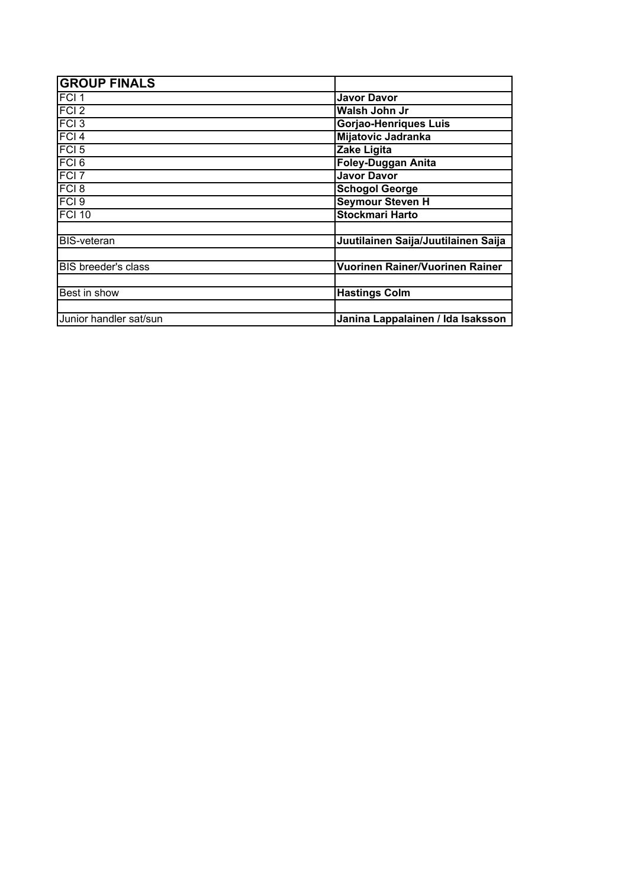| GROUP FINALS | |
|---|---|
| FCI 1 | **Javor Davor** |
| FCI 2 | **Walsh John Jr** |
| FCI 3 | **Gorjao-Henriques Luis** |
| FCI 4 | **Mijatovic Jadranka** |
| FCI 5 | **Zake Ligita** |
| FCI 6 | **Foley-Duggan Anita** |
| FCI 7 | **Javor Davor** |
| FCI 8 | **Schogol George** |
| FCI 9 | **Seymour Steven H** |
| FCI 10 | **Stockmari Harto** |
| | |
| BIS-veteran | **Juutilainen Saija/Juutilainen Saija** |
| | |
| BIS breeder's class | **Vuorinen Rainer/Vuorinen Rainer** |
| | |
| Best in show | **Hastings Colm** |
| | |
| Junior handler sat/sun | **Janina Lappalainen / Ida Isaksson** |